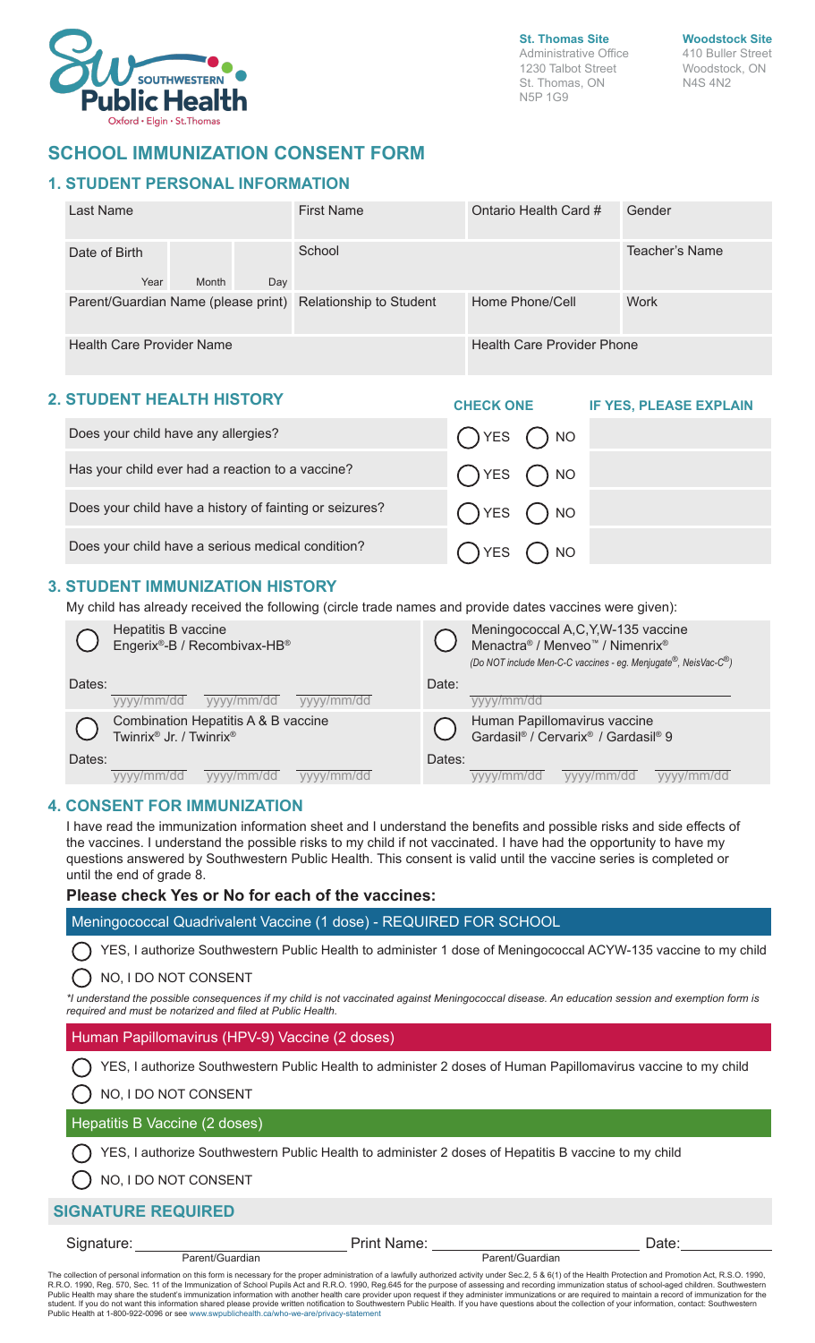Southwestern Public Health
Oxford • Elgin • St.Thomas

**St. Thomas Site**
Administrative Office
1230 Talbot Street
St. Thomas, ON
N5P 1G9

**Woodstock Site**
410 Buller Street
Woodstock, ON
N4S 4N2

# SCHOOL IMMUNIZATION CONSENT FORM

## 1. STUDENT PERSONAL INFORMATION

| Last Name | First Name | Ontario Health Card # | Gender |
|---|---|---|---|
| Date of Birth (Year / Month / Day) | School | | Teacher's Name |
| Parent/Guardian Name (please print) | Relationship to Student | Home Phone/Cell | Work |
| Health Care Provider Name | | Health Care Provider Phone | |

## 2. STUDENT HEALTH HISTORY

| | CHECK ONE | IF YES, PLEASE EXPLAIN |
|---|---|---|
| Does your child have any allergies? | ◯ YES ◯ NO | |
| Has your child ever had a reaction to a vaccine? | ◯ YES ◯ NO | |
| Does your child have a history of fainting or seizures? | ◯ YES ◯ NO | |
| Does your child have a serious medical condition? | ◯ YES ◯ NO | |

## 3. STUDENT IMMUNIZATION HISTORY

My child has already received the following (circle trade names and provide dates vaccines were given):

◯ Hepatitis B vaccine
Engerix®-B / Recombivax-HB®

Dates: yyyy/mm/dd yyyy/mm/dd yyyy/mm/dd

◯ Meningococcal A,C,Y,W-135 vaccine
Menactra® / Menveo™ / Nimenrix®
*(Do NOT include Men-C-C vaccines - eg. Menjugate®, NeisVac-C®)*

Date: yyyy/mm/dd

◯ Combination Hepatitis A & B vaccine
Twinrix® Jr. / Twinrix®

Dates: yyyy/mm/dd yyyy/mm/dd yyyy/mm/dd

◯ Human Papillomavirus vaccine
Gardasil® / Cervarix® / Gardasil® 9

Dates: yyyy/mm/dd yyyy/mm/dd yyyy/mm/dd

## 4. CONSENT FOR IMMUNIZATION

I have read the immunization information sheet and I understand the benefits and possible risks and side effects of the vaccines. I understand the possible risks to my child if not vaccinated. I have had the opportunity to have my questions answered by Southwestern Public Health. This consent is valid until the vaccine series is completed or until the end of grade 8.

**Please check Yes or No for each of the vaccines:**

### Meningococcal Quadrivalent Vaccine (1 dose) - REQUIRED FOR SCHOOL

◯ YES, I authorize Southwestern Public Health to administer 1 dose of Meningococcal ACYW-135 vaccine to my child

◯ NO, I DO NOT CONSENT

*\*I understand the possible consequences if my child is not vaccinated against Meningococcal disease. An education session and exemption form is required and must be notarized and filed at Public Health.*

### Human Papillomavirus (HPV-9) Vaccine (2 doses)

◯ YES, I authorize Southwestern Public Health to administer 2 doses of Human Papillomavirus vaccine to my child

◯ NO, I DO NOT CONSENT

### Hepatitis B Vaccine (2 doses)

◯ YES, I authorize Southwestern Public Health to administer 2 doses of Hepatitis B vaccine to my child

◯ NO, I DO NOT CONSENT

## SIGNATURE REQUIRED

Signature: ____________________ (Parent/Guardian) Print Name: ____________________ (Parent/Guardian) Date: __________

The collection of personal information on this form is necessary for the proper administration of a lawfully authorized activity under Sec.2, 5 & 6(1) of the Health Protection and Promotion Act, R.S.O. 1990, R.R.O. 1990, Reg. 570, Sec. 11 of the Immunization of School Pupils Act and R.R.O. 1990, Reg.645 for the purpose of assessing and recording immunization status of school-aged children. Southwestern Public Health may share the student's immunization information with another health care provider upon request if they administer immunizations or are required to maintain a record of immunization for the student. If you do not want this information shared please provide written notification to Southwestern Public Health. If you have questions about the collection of your information, contact: Southwestern Public Health at 1-800-922-0096 or see www.swpublichealth.ca/who-we-are/privacy-statement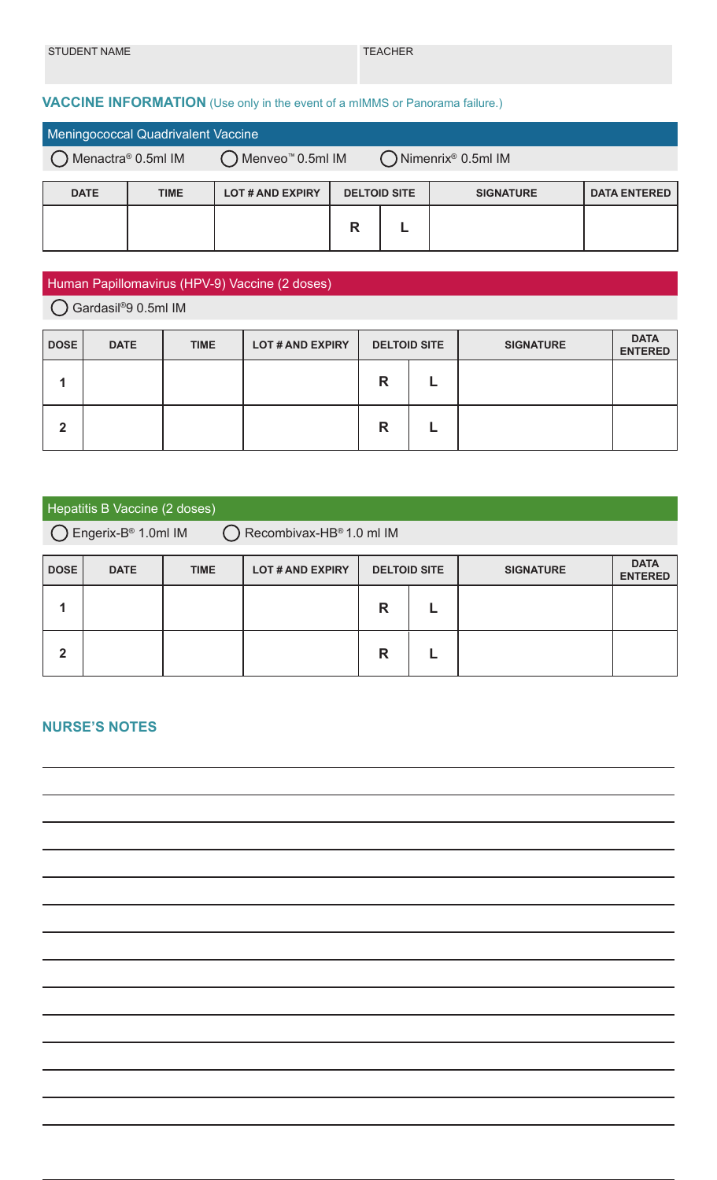| STUDENT NAME | TEACHER |
|---|---|
| | |

## VACCINE INFORMATION (Use only in the event of a mIMMS or Panorama failure.)

### Meningococcal Quadrivalent Vaccine

◯ Menactra® 0.5ml IM ◯ Menveo™ 0.5ml IM ◯ Nimenrix® 0.5ml IM

| DATE | TIME | LOT # AND EXPIRY | DELTOID SITE | | SIGNATURE | DATA ENTERED |
|---|---|---|---|---|---|---|
| | | | R | L | | |

### Human Papillomavirus (HPV-9) Vaccine (2 doses)

◯ Gardasil®9 0.5ml IM

| DOSE | DATE | TIME | LOT # AND EXPIRY | DELTOID SITE | | SIGNATURE | DATA ENTERED |
|---|---|---|---|---|---|---|---|
| 1 | | | | R | L | | |
| 2 | | | | R | L | | |

### Hepatitis B Vaccine (2 doses)

◯ Engerix-B® 1.0ml IM ◯ Recombivax-HB® 1.0 ml IM

| DOSE | DATE | TIME | LOT # AND EXPIRY | DELTOID SITE | | SIGNATURE | DATA ENTERED |
|---|---|---|---|---|---|---|---|
| 1 | | | | R | L | | |
| 2 | | | | R | L | | |

## NURSE'S NOTES